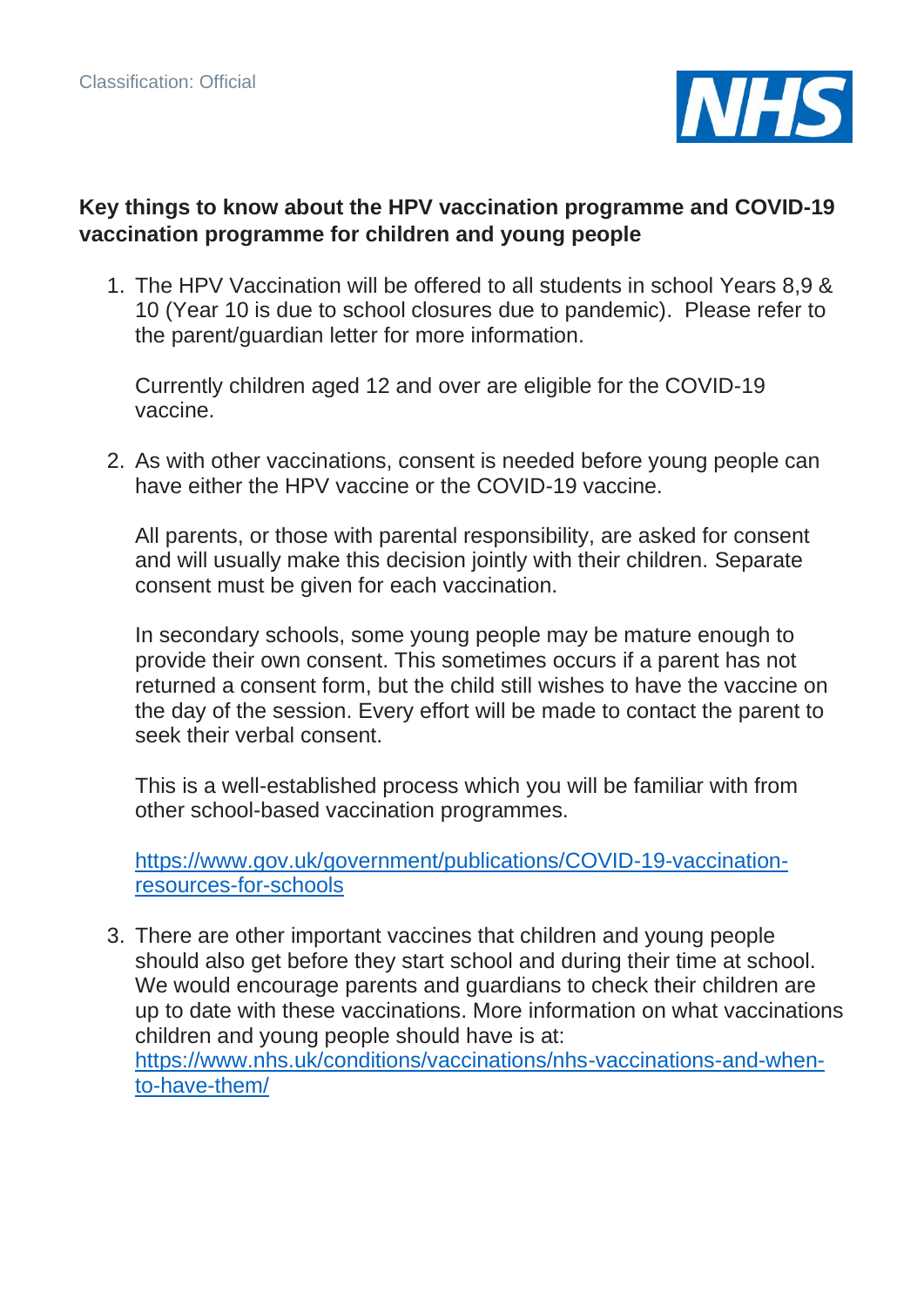Classification: Official

**Key things to know about the HPV vaccination programme and COVID-19 vaccination programme for children and young people**

1. The HPV Vaccination will be offered to all students in school Years 8,9 & 10 (Year 10 is due to school closures due to pandemic). Please refer to the parent/guardian letter for more information.

   Currently children aged 12 and over are eligible for the COVID-19 vaccine.

2. As with other vaccinations, consent is needed before young people can have either the HPV vaccine or the COVID-19 vaccine.

   All parents, or those with parental responsibility, are asked for consent and will usually make this decision jointly with their children. Separate consent must be given for each vaccination.

   In secondary schools, some young people may be mature enough to provide their own consent. This sometimes occurs if a parent has not returned a consent form, but the child still wishes to have the vaccine on the day of the session. Every effort will be made to contact the parent to seek their verbal consent.

   This is a well-established process which you will be familiar with from other school-based vaccination programmes.

   https://www.gov.uk/government/publications/COVID-19-vaccination-resources-for-schools

3. There are other important vaccines that children and young people should also get before they start school and during their time at school. We would encourage parents and guardians to check their children are up to date with these vaccinations. More information on what vaccinations children and young people should have is at: https://www.nhs.uk/conditions/vaccinations/nhs-vaccinations-and-when-to-have-them/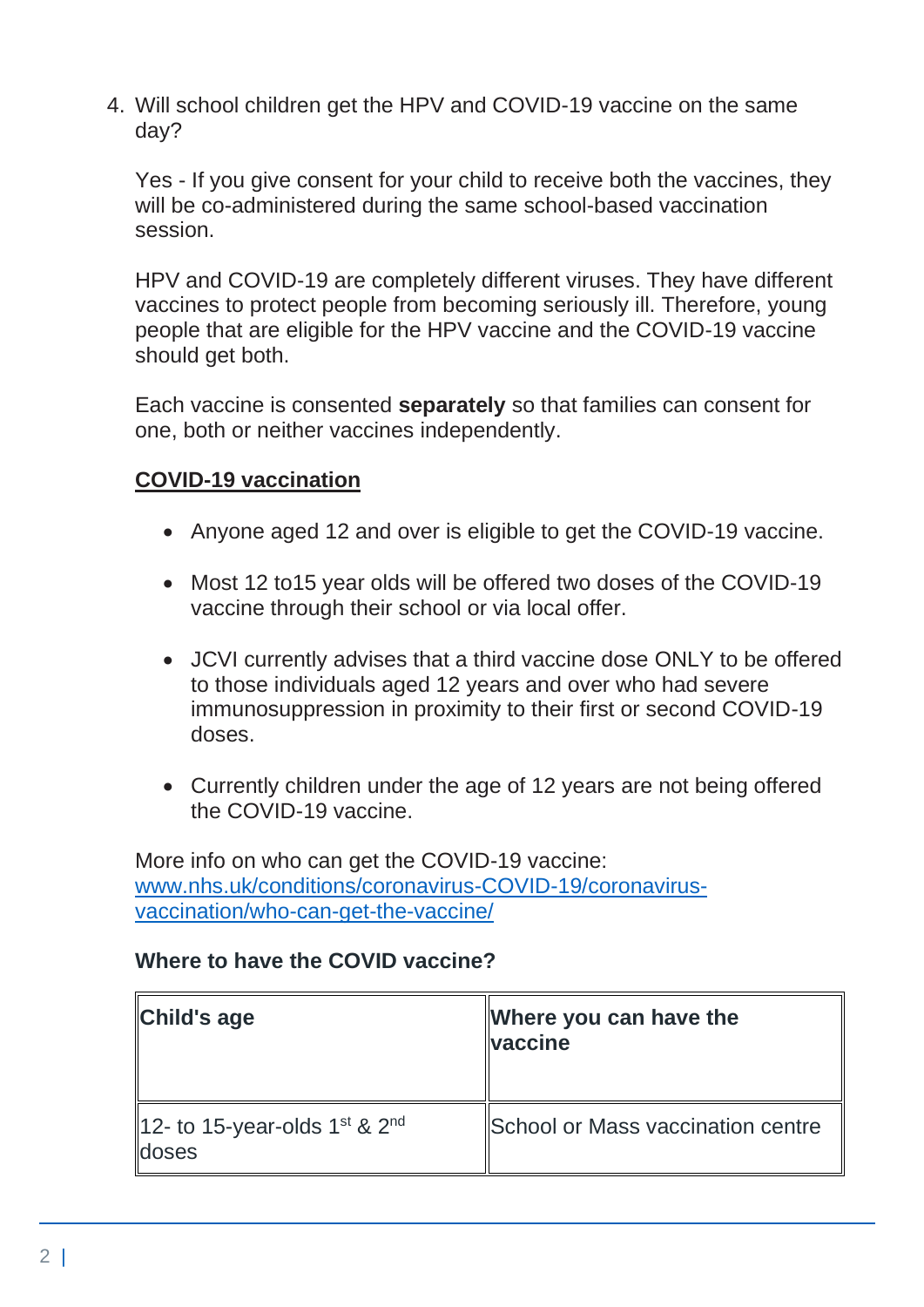4. Will school children get the HPV and COVID-19 vaccine on the same day?

   Yes - If you give consent for your child to receive both the vaccines, they will be co-administered during the same school-based vaccination session.

   HPV and COVID-19 are completely different viruses. They have different vaccines to protect people from becoming seriously ill. Therefore, young people that are eligible for the HPV vaccine and the COVID-19 vaccine should get both.

   Each vaccine is consented **separately** so that families can consent for one, both or neither vaccines independently.

   <u>**COVID-19 vaccination**</u>

   - Anyone aged 12 and over is eligible to get the COVID-19 vaccine.
   - Most 12 to15 year olds will be offered two doses of the COVID-19 vaccine through their school or via local offer.
   - JCVI currently advises that a third vaccine dose ONLY to be offered to those individuals aged 12 years and over who had severe immunosuppression in proximity to their first or second COVID-19 doses.
   - Currently children under the age of 12 years are not being offered the COVID-19 vaccine.

   More info on who can get the COVID-19 vaccine: [www.nhs.uk/conditions/coronavirus-COVID-19/coronavirus-vaccination/who-can-get-the-vaccine/](www.nhs.uk/conditions/coronavirus-COVID-19/coronavirus-vaccination/who-can-get-the-vaccine/)

   **Where to have the COVID vaccine?**

| Child's age | Where you can have the vaccine |
| --- | --- |
| 12- to 15-year-olds 1st & 2nd doses | School or Mass vaccination centre |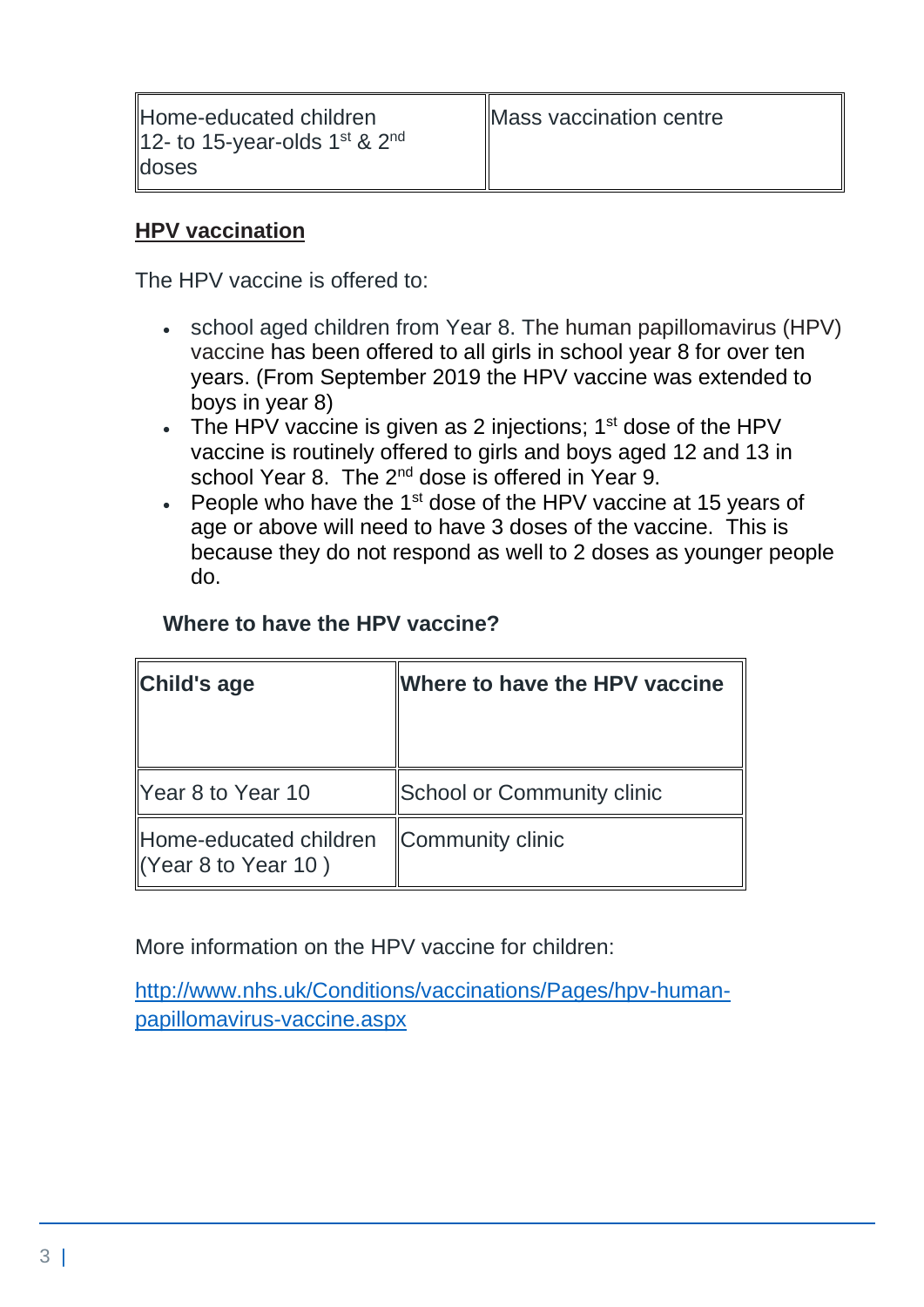| | |
|---|---|
| Home-educated children 12- to 15-year-olds 1st & 2nd doses | Mass vaccination centre |

## **HPV vaccination**

The HPV vaccine is offered to:

- school aged children from Year 8. The human papillomavirus (HPV) vaccine has been offered to all girls in school year 8 for over ten years. (From September 2019 the HPV vaccine was extended to boys in year 8)
- The HPV vaccine is given as 2 injections; 1st dose of the HPV vaccine is routinely offered to girls and boys aged 12 and 13 in school Year 8. The 2nd dose is offered in Year 9.
- People who have the 1st dose of the HPV vaccine at 15 years of age or above will need to have 3 doses of the vaccine. This is because they do not respond as well to 2 doses as younger people do.

### **Where to have the HPV vaccine?**

| **Child's age** | **Where to have the HPV vaccine** |
|---|---|
| Year 8 to Year 10 | School or Community clinic |
| Home-educated children (Year 8 to Year 10 ) | Community clinic |

More information on the HPV vaccine for children:

http://www.nhs.uk/Conditions/vaccinations/Pages/hpv-human-papillomavirus-vaccine.aspx